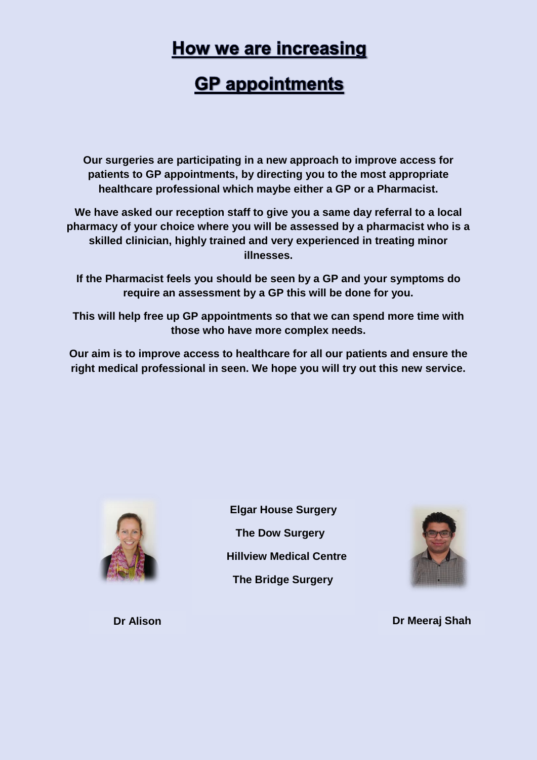# How we are increasing GP appointments

**Our surgeries are participating in a new approach to improve access for patients to GP appointments, by directing you to the most appropriate healthcare professional which maybe either a GP or a Pharmacist.**

**We have asked our reception staff to give you a same day referral to a local pharmacy of your choice where you will be assessed by a pharmacist who is a skilled clinician, highly trained and very experienced in treating minor illnesses.**

**If the Pharmacist feels you should be seen by a GP and your symptoms do require an assessment by a GP this will be done for you.**

**This will help free up GP appointments so that we can spend more time with those who have more complex needs.**

**Our aim is to improve access to healthcare for all our patients and ensure the right medical professional in seen. We hope you will try out this new service.**

**Elgar House Surgery**

**The Dow Surgery**

**Hillview Medical Centre**

**The Bridge Surgery**

**Dr Alison**

**Dr Meeraj Shah**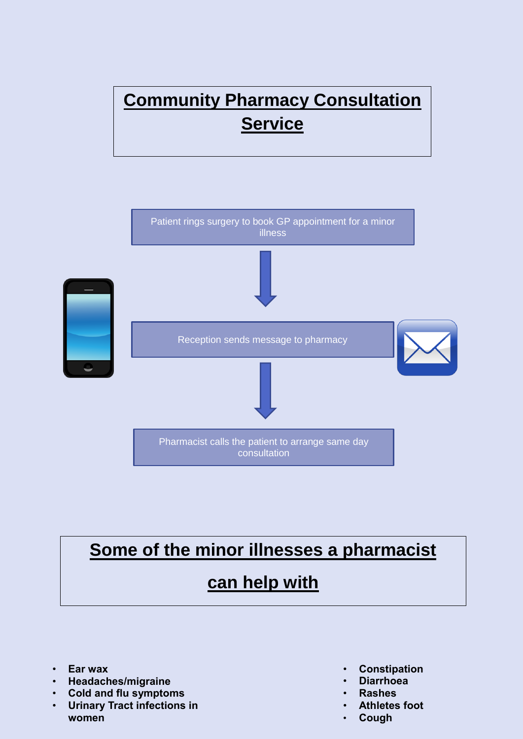# Community Pharmacy Consultation Service

Patient rings surgery to book GP appointment for a minor illness

↓

Reception sends message to pharmacy

↓

Pharmacist calls the patient to arrange same day consultation

## Some of the minor illnesses a pharmacist can help with

- **Ear wax**
- **Headaches/migraine**
- **Cold and flu symptoms**
- **Urinary Tract infections in women**
- **Constipation**
- **Diarrhoea**
- **Rashes**
- **Athletes foot**
- **Cough**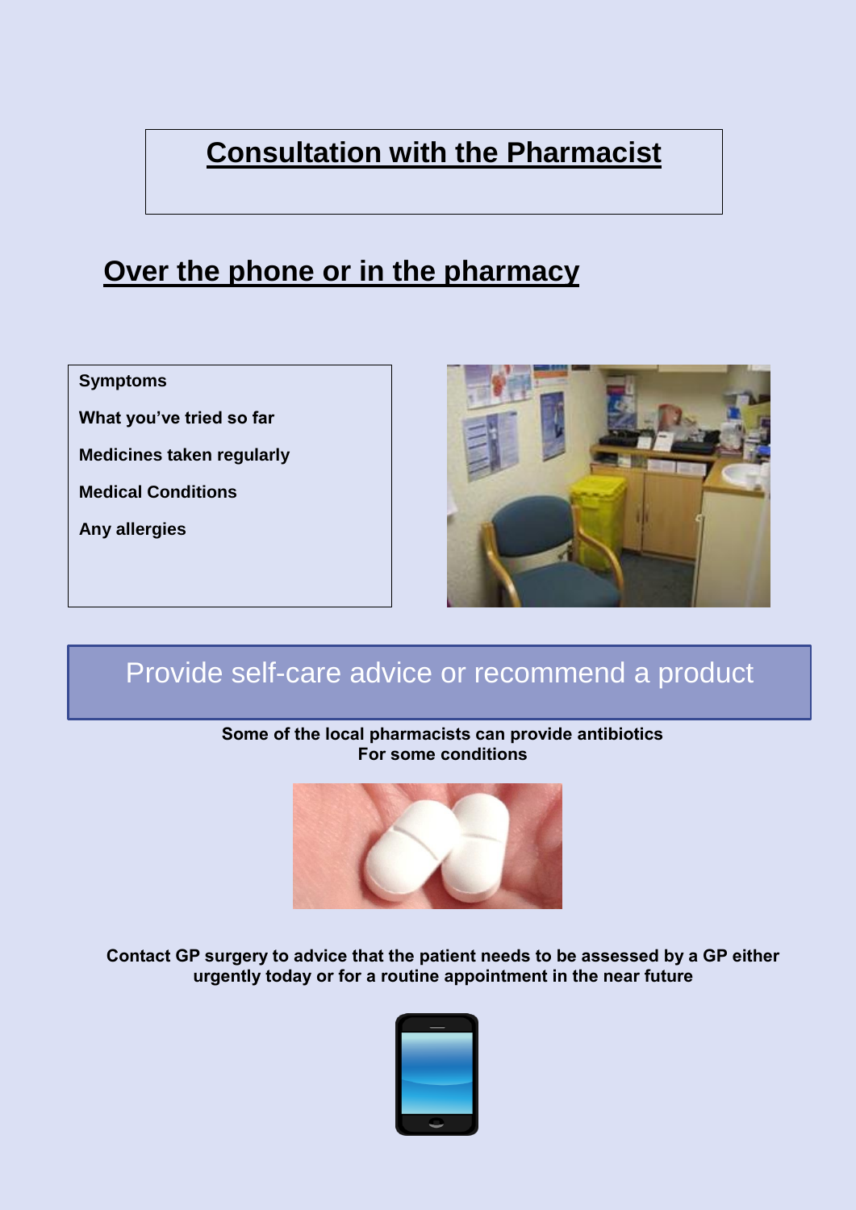# Consultation with the Pharmacist

## Over the phone or in the pharmacy

**Symptoms**

**What you've tried so far**

**Medicines taken regularly**

**Medical Conditions**

**Any allergies**

Provide self-care advice or recommend a product

**Some of the local pharmacists can provide antibiotics For some conditions**

**Contact GP surgery to advice that the patient needs to be assessed by a GP either urgently today or for a routine appointment in the near future**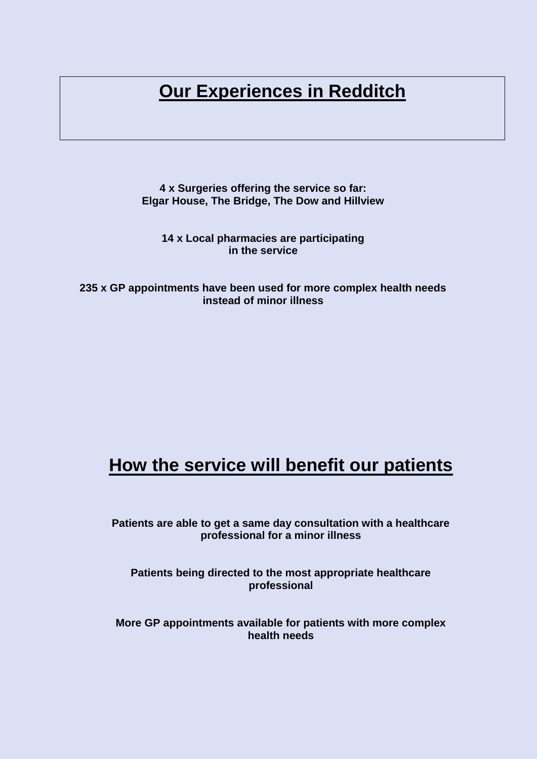## **Our Experiences in Redditch**

**4 x Surgeries offering the service so far:**
**Elgar House, The Bridge, The Dow and Hillview**

**14 x Local pharmacies are participating in the service**

**235 x GP appointments have been used for more complex health needs instead of minor illness**

## **How the service will benefit our patients**

**Patients are able to get a same day consultation with a healthcare professional for a minor illness**

**Patients being directed to the most appropriate healthcare professional**

**More GP appointments available for patients with more complex health needs**